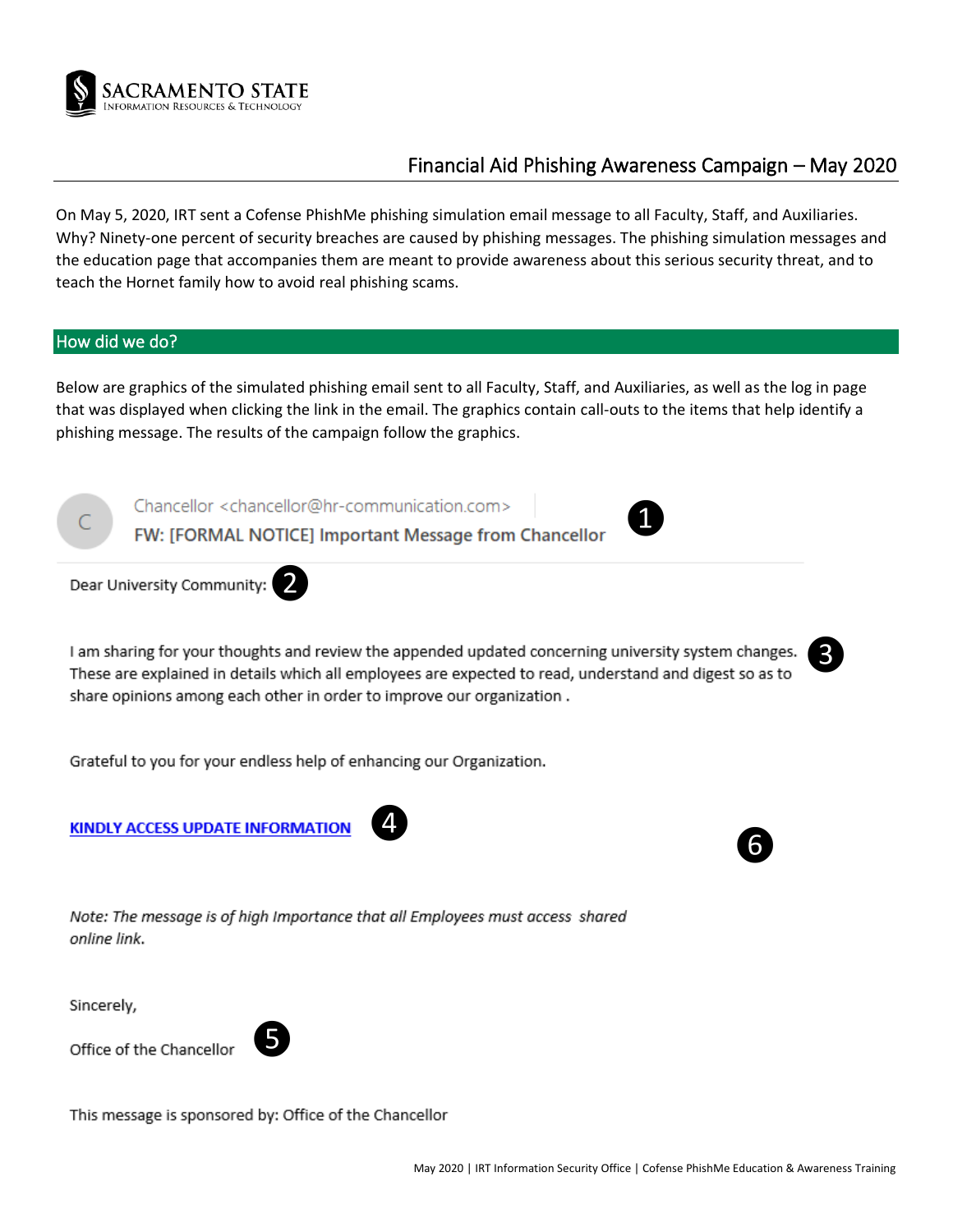SACRAMENTO STATE
INFORMATION RESOURCES & TECHNOLOGY

# Financial Aid Phishing Awareness Campaign – May 2020

On May 5, 2020, IRT sent a Cofense PhishMe phishing simulation email message to all Faculty, Staff, and Auxiliaries. Why? Ninety-one percent of security breaches are caused by phishing messages. The phishing simulation messages and the education page that accompanies them are meant to provide awareness about this serious security threat, and to teach the Hornet family how to avoid real phishing scams.

## How did we do?

Below are graphics of the simulated phishing email sent to all Faculty, Staff, and Auxiliaries, as well as the log in page that was displayed when clicking the link in the email. The graphics contain call-outs to the items that help identify a phishing message. The results of the campaign follow the graphics.

Chancellor <chancellor@hr-communication.com>
FW: [FORMAL NOTICE] Important Message from Chancellor ❶

Dear University Community: ❷

I am sharing for your thoughts and review the appended updated concerning university system changes. These are explained in details which all employees are expected to read, understand and digest so as to share opinions among each other in order to improve our organization . ❸

Grateful to you for your endless help of enhancing our Organization.

**KINDLY ACCESS UPDATE INFORMATION** ❹

❻

*Note: The message is of high Importance that all Employees must access shared online link.*

Sincerely,

Office of the Chancellor ❺

This message is sponsored by: Office of the Chancellor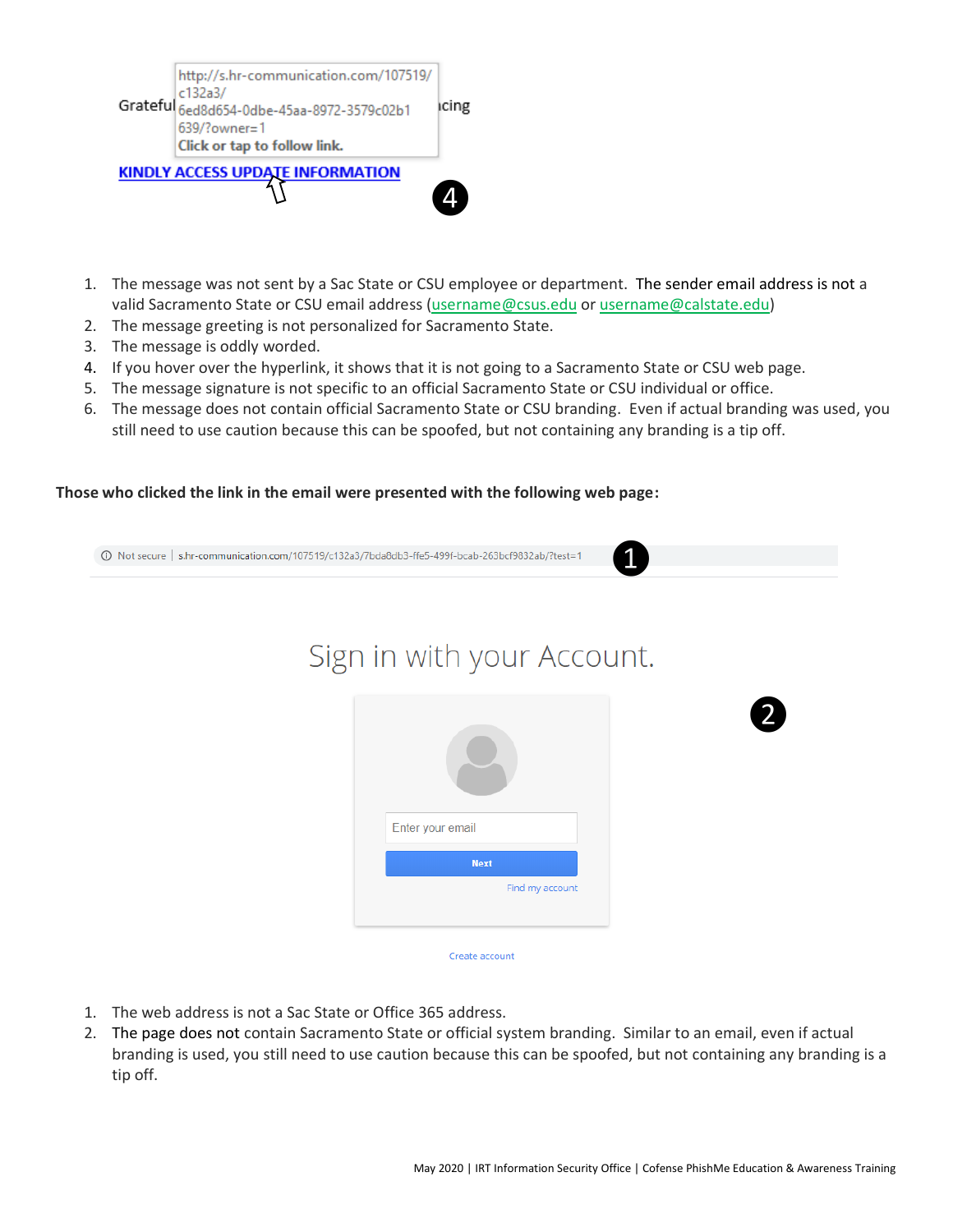Grateful ... cing

http://s.hr-communication.com/107519/c132a3/6ed8d654-0dbe-45aa-8972-3579c02b1639/?owner=1
Click or tap to follow link.

KINDLY ACCESS UPDATE INFORMATION

4

1. The message was not sent by a Sac State or CSU employee or department. The sender email address is not a valid Sacramento State or CSU email address (username@csus.edu or username@calstate.edu)
2. The message greeting is not personalized for Sacramento State.
3. The message is oddly worded.
4. If you hover over the hyperlink, it shows that it is not going to a Sacramento State or CSU web page.
5. The message signature is not specific to an official Sacramento State or CSU individual or office.
6. The message does not contain official Sacramento State or CSU branding. Even if actual branding was used, you still need to use caution because this can be spoofed, but not containing any branding is a tip off.

**Those who clicked the link in the email were presented with the following web page:**

Not secure | s.hr-communication.com/107519/c132a3/7bda8db3-ffe5-499f-bcab-263bcf9832ab/?test=1

1

Sign in with your Account.

2

Enter your email

Next

Find my account

Create account

1. The web address is not a Sac State or Office 365 address.
2. The page does not contain Sacramento State or official system branding. Similar to an email, even if actual branding is used, you still need to use caution because this can be spoofed, but not containing any branding is a tip off.

May 2020 | IRT Information Security Office | Cofense PhishMe Education & Awareness Training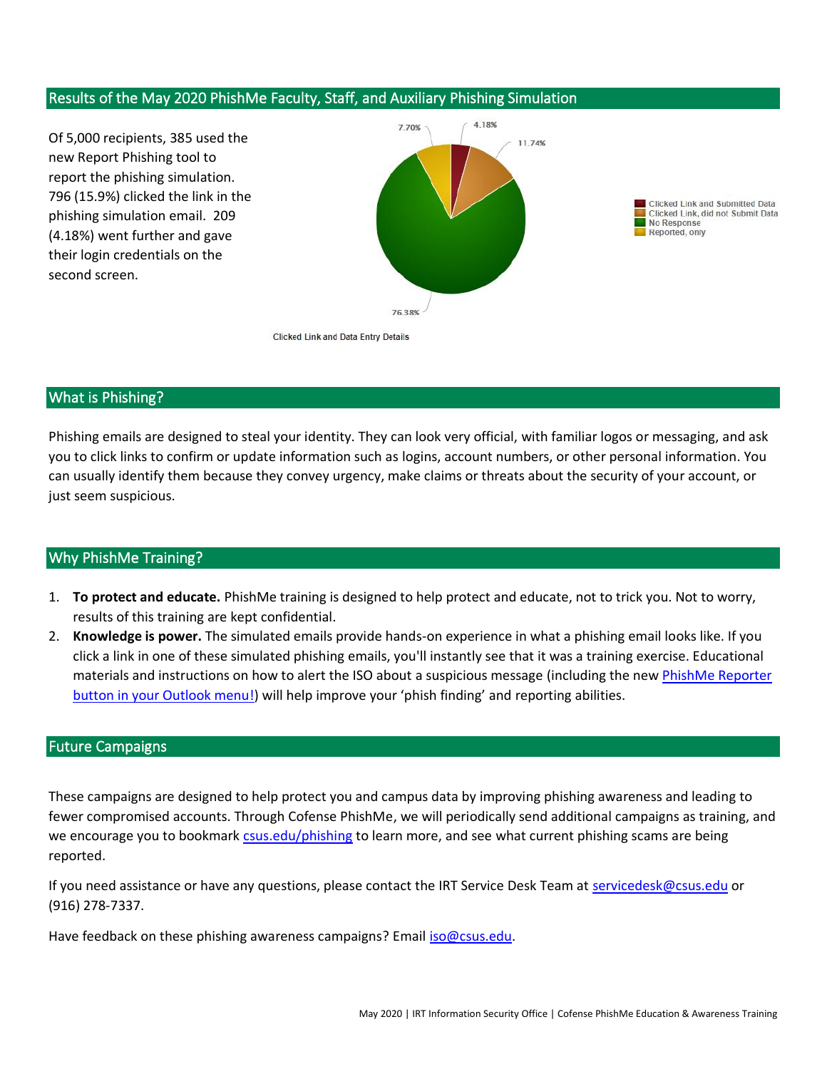## Results of the May 2020 PhishMe Faculty, Staff, and Auxiliary Phishing Simulation

Of 5,000 recipients, 385 used the new Report Phishing tool to report the phishing simulation. 796 (15.9%) clicked the link in the phishing simulation email. 209 (4.18%) went further and gave their login credentials on the second screen.

7.70%
4.18%
11.74%
76.38%

Clicked Link and Submitted Data
Clicked Link, did not Submit Data
No Response
Reported, only

Clicked Link and Data Entry Details

## What is Phishing?

Phishing emails are designed to steal your identity. They can look very official, with familiar logos or messaging, and ask you to click links to confirm or update information such as logins, account numbers, or other personal information. You can usually identify them because they convey urgency, make claims or threats about the security of your account, or just seem suspicious.

## Why PhishMe Training?

1. **To protect and educate.** PhishMe training is designed to help protect and educate, not to trick you. Not to worry, results of this training are kept confidential.
2. **Knowledge is power.** The simulated emails provide hands-on experience in what a phishing email looks like. If you click a link in one of these simulated phishing emails, you'll instantly see that it was a training exercise. Educational materials and instructions on how to alert the ISO about a suspicious message (including the new PhishMe Reporter button in your Outlook menu!) will help improve your 'phish finding' and reporting abilities.

## Future Campaigns

These campaigns are designed to help protect you and campus data by improving phishing awareness and leading to fewer compromised accounts. Through Cofense PhishMe, we will periodically send additional campaigns as training, and we encourage you to bookmark csus.edu/phishing to learn more, and see what current phishing scams are being reported.

If you need assistance or have any questions, please contact the IRT Service Desk Team at servicedesk@csus.edu or (916) 278-7337.

Have feedback on these phishing awareness campaigns? Email iso@csus.edu.